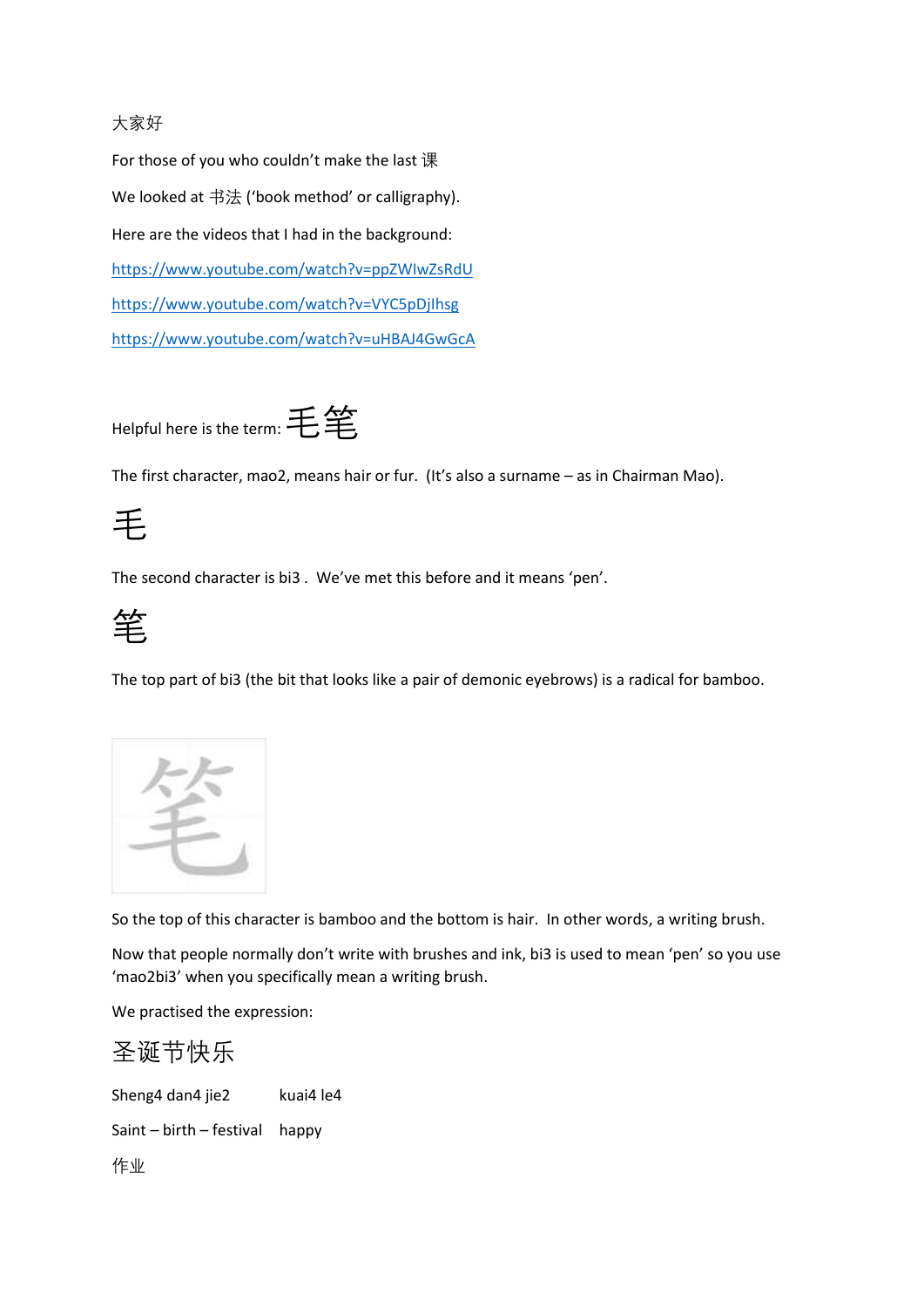大家好

For those of you who couldn't make the last 课

We looked at 书法 ('book method' or calligraphy).

Here are the videos that I had in the background:

https://www.youtube.com/watch?v=ppZWIwZsRdU

https://www.youtube.com/watch?v=VYC5pDjIhsg

https://www.youtube.com/watch?v=uHBAJ4GwGcA

Helpful here is the term: 毛笔

The first character, mao2, means hair or fur. (It's also a surname – as in Chairman Mao).

毛

The second character is bi3 . We've met this before and it means 'pen'.

笔

The top part of bi3 (the bit that looks like a pair of demonic eyebrows) is a radical for bamboo.

笔

So the top of this character is bamboo and the bottom is hair. In other words, a writing brush.

Now that people normally don't write with brushes and ink, bi3 is used to mean 'pen' so you use 'mao2bi3' when you specifically mean a writing brush.

We practised the expression:

圣诞节快乐

Sheng4 dan4 jie2 kuai4 le4

Saint – birth – festival happy

作业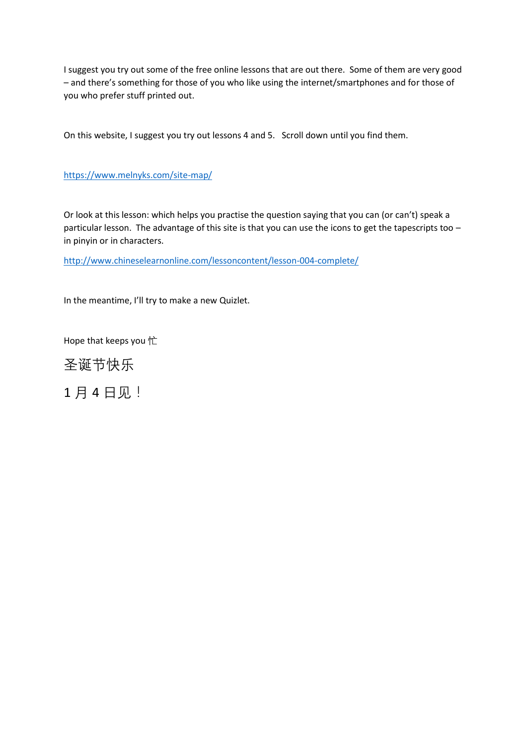I suggest you try out some of the free online lessons that are out there. Some of them are very good – and there's something for those of you who like using the internet/smartphones and for those of you who prefer stuff printed out.

On this website, I suggest you try out lessons 4 and 5. Scroll down until you find them.

https://www.melnyks.com/site-map/

Or look at this lesson: which helps you practise the question saying that you can (or can't) speak a particular lesson. The advantage of this site is that you can use the icons to get the tapescripts too – in pinyin or in characters.

http://www.chineselearnonline.com/lessoncontent/lesson-004-complete/

In the meantime, I'll try to make a new Quizlet.

Hope that keeps you 忙

圣诞节快乐

1 月 4 日见！